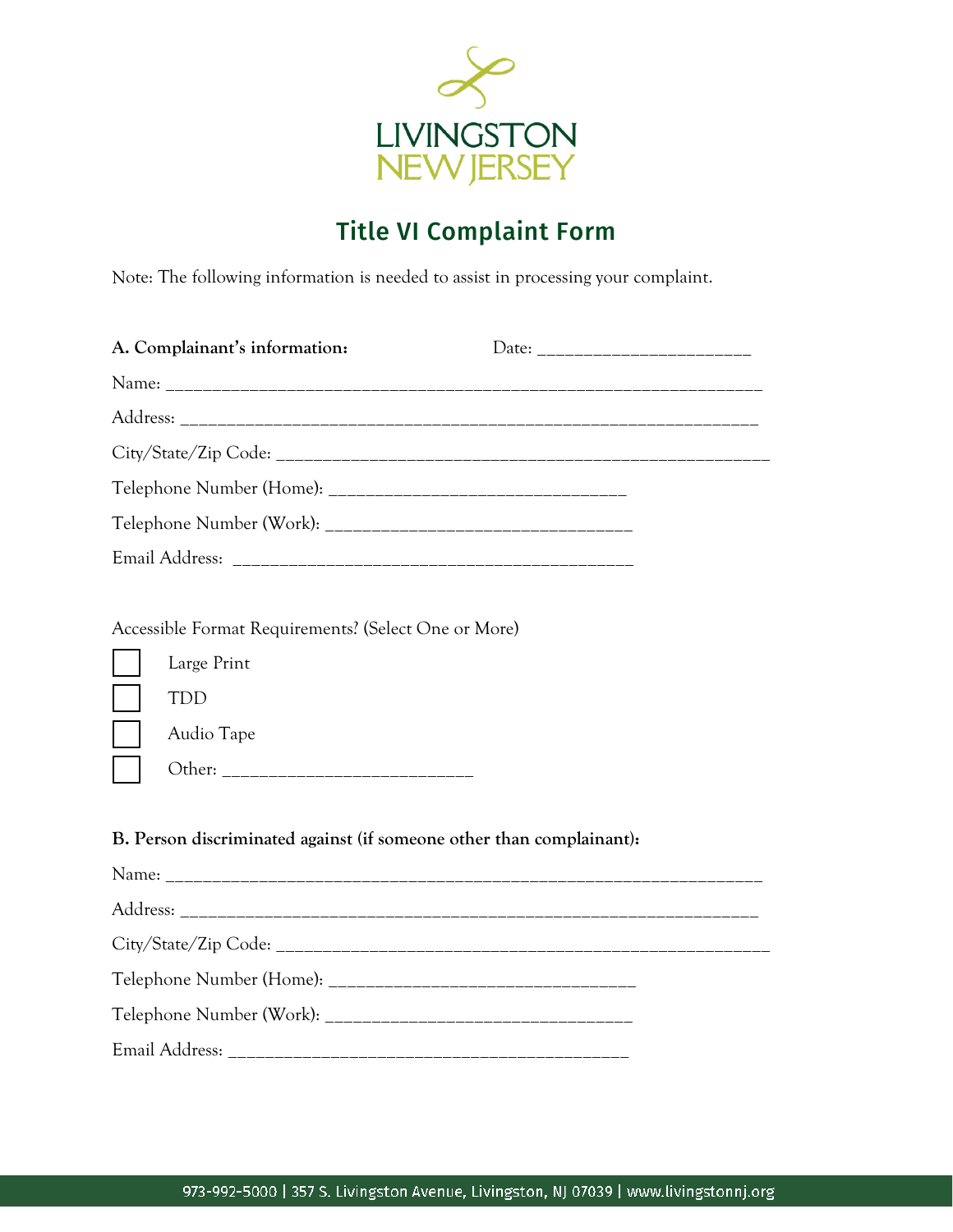LIVINGSTON
NEW JERSEY

# Title VI Complaint Form

Note: The following information is needed to assist in processing your complaint.

**A. Complainant's information:** Date: ______________________

Name: ______________________________________________________________

Address: ____________________________________________________________

City/State/Zip Code: _________________________________________________

Telephone Number (Home): ______________________________

Telephone Number (Work): ______________________________

Email Address: ________________________________________

Accessible Format Requirements? (Select One or More)

- ☐ Large Print
- ☐ TDD
- ☐ Audio Tape
- ☐ Other: __________________________

**B. Person discriminated against (if someone other than complainant):**

Name: ______________________________________________________________

Address: ____________________________________________________________

City/State/Zip Code: _________________________________________________

Telephone Number (Home): ______________________________

Telephone Number (Work): ______________________________

Email Address: ________________________________________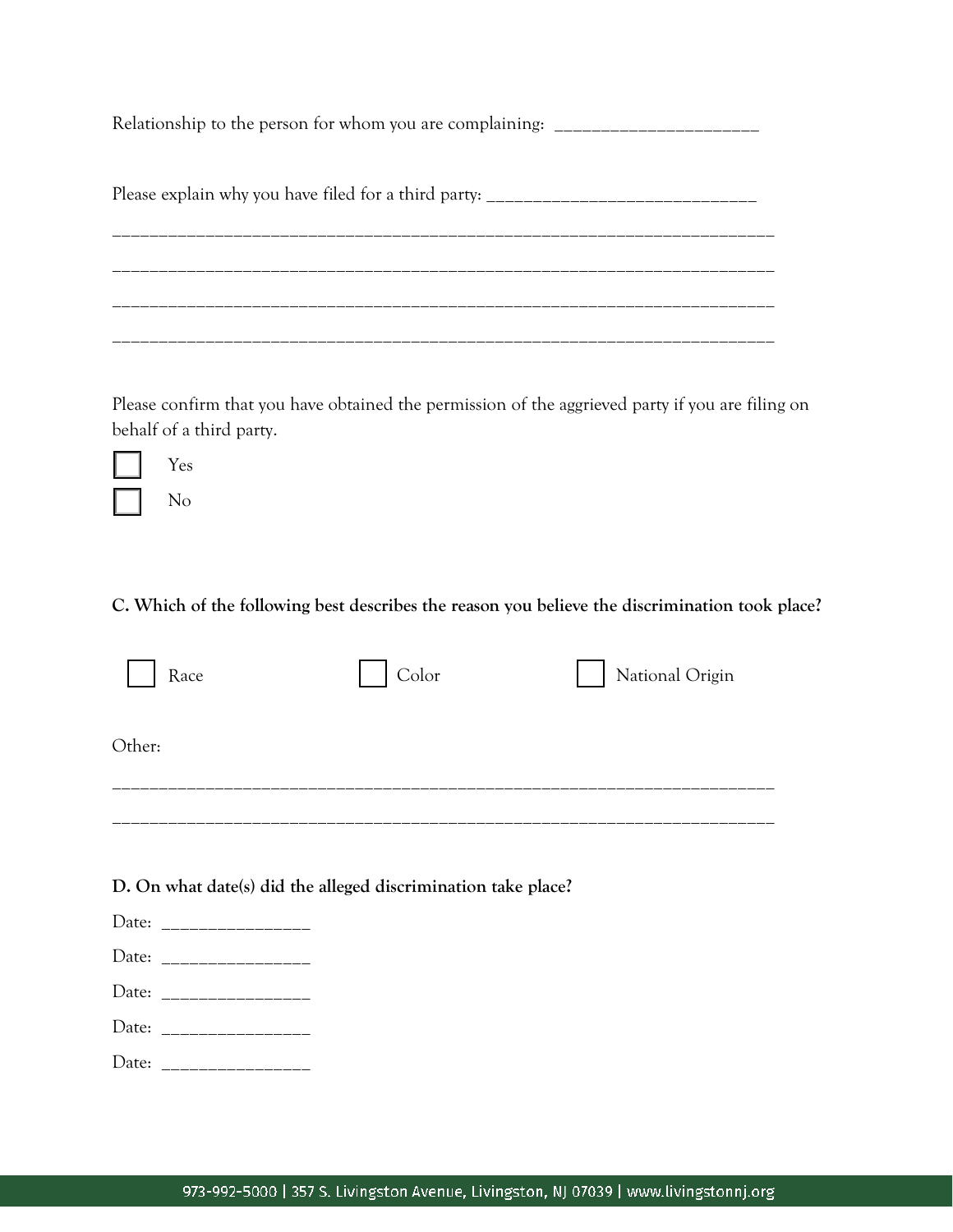Relationship to the person for whom you are complaining: ______________________

Please explain why you have filed for a third party: ____________________________

______________________________________________________________________

______________________________________________________________________

______________________________________________________________________

______________________________________________________________________

Please confirm that you have obtained the permission of the aggrieved party if you are filing on behalf of a third party.

☐ Yes

☐ No

**C. Which of the following best describes the reason you believe the discrimination took place?**

☐ Race ☐ Color ☐ National Origin

Other:

______________________________________________________________________

______________________________________________________________________

**D. On what date(s) did the alleged discrimination take place?**

Date: ________________

Date: ________________

Date: ________________

Date: ________________

Date: ________________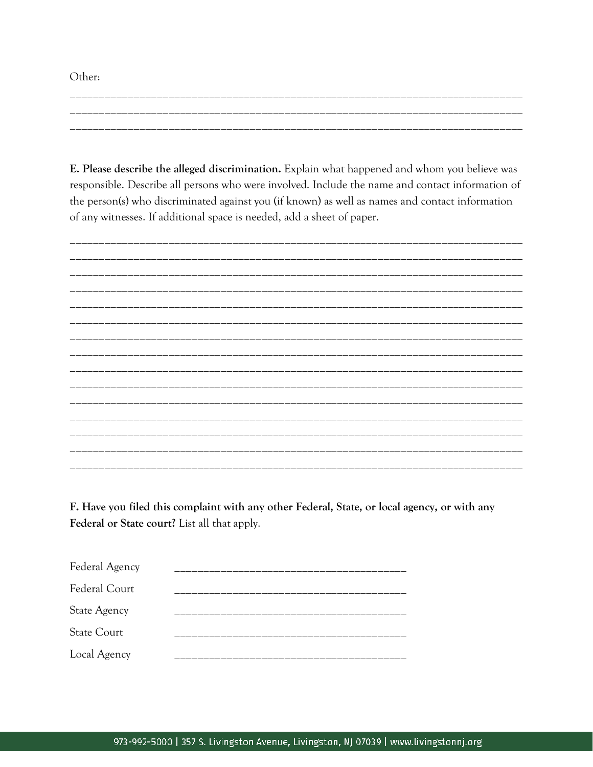Other:

_______________________________________________________________________________
_______________________________________________________________________________
_______________________________________________________________________________

**E. Please describe the alleged discrimination.** Explain what happened and whom you believe was responsible. Describe all persons who were involved. Include the name and contact information of the person(s) who discriminated against you (if known) as well as names and contact information of any witnesses. If additional space is needed, add a sheet of paper.

_______________________________________________________________________________
_______________________________________________________________________________
_______________________________________________________________________________
_______________________________________________________________________________
_______________________________________________________________________________
_______________________________________________________________________________
_______________________________________________________________________________
_______________________________________________________________________________
_______________________________________________________________________________
_______________________________________________________________________________
_______________________________________________________________________________
_______________________________________________________________________________
_______________________________________________________________________________
_______________________________________________________________________________
_______________________________________________________________________________

**F. Have you filed this complaint with any other Federal, State, or local agency, or with any Federal or State court?** List all that apply.

Federal Agency ________________________________________

Federal Court ________________________________________

State Agency ________________________________________

State Court ________________________________________

Local Agency ________________________________________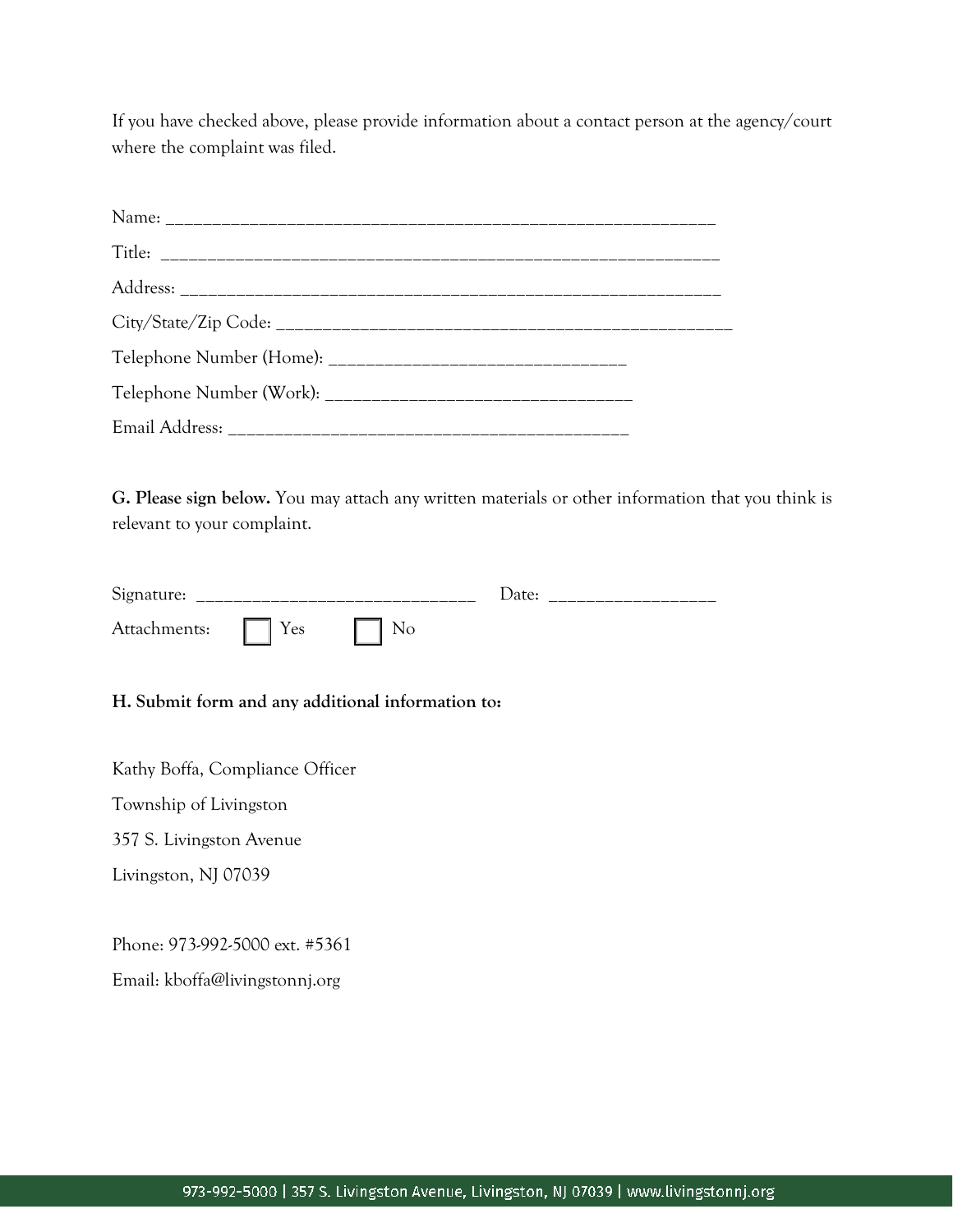If you have checked above, please provide information about a contact person at the agency/court where the complaint was filed.

Name: ______________________________________________________________

Title: ______________________________________________________________

Address: ____________________________________________________________

City/State/Zip Code: ___________________________________________________

Telephone Number (Home): _________________________________

Telephone Number (Work): __________________________________

Email Address: _____________________________________________

**G. Please sign below.** You may attach any written materials or other information that you think is relevant to your complaint.

Signature: _______________________________ Date: __________________

Attachments: ☐ Yes ☐ No

**H. Submit form and any additional information to:**

Kathy Boffa, Compliance Officer

Township of Livingston

357 S. Livingston Avenue

Livingston, NJ 07039

Phone: 973-992-5000 ext. #5361

Email: kboffa@livingstonnj.org